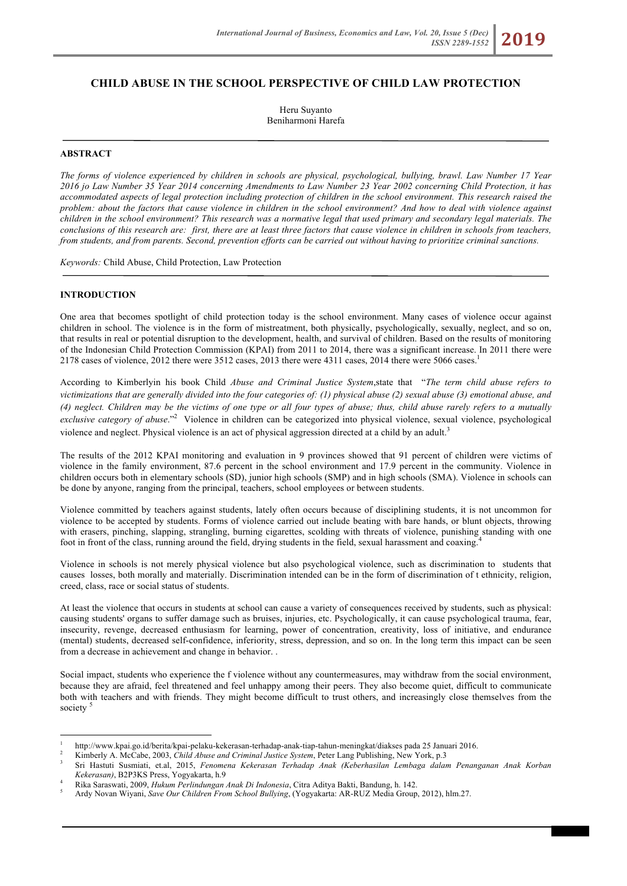# CHILD ABUSE IN THE SCHOOL PERSPECTIVE OF CHILD LAW PROTECTION

Heru Suyanto
Beniharmoni Harefa

## ABSTRACT

*The forms of violence experienced by children in schools are physical, psychological, bullying, brawl. Law Number 17 Year 2016 jo Law Number 35 Year 2014 concerning Amendments to Law Number 23 Year 2002 concerning Child Protection, it has accommodated aspects of legal protection including protection of children in the school environment. This research raised the problem: about the factors that cause violence in children in the school environment? And how to deal with violence against children in the school environment? This research was a normative legal that used primary and secondary legal materials. The conclusions of this research are: first, there are at least three factors that cause violence in children in schools from teachers, from students, and from parents. Second, prevention efforts can be carried out without having to prioritize criminal sanctions.*

*Keywords:* Child Abuse, Child Protection, Law Protection

## INTRODUCTION

One area that becomes spotlight of child protection today is the school environment. Many cases of violence occur against children in school. The violence is in the form of mistreatment, both physically, psychologically, sexually, neglect, and so on, that results in real or potential disruption to the development, health, and survival of children. Based on the results of monitoring of the Indonesian Child Protection Commission (KPAI) from 2011 to 2014, there was a significant increase. In 2011 there were 2178 cases of violence, 2012 there were 3512 cases, 2013 there were 4311 cases, 2014 there were 5066 cases.[1]

According to Kimberlyin his book Child *Abuse and Criminal Justice System*,state that "*The term child abuse refers to victimizations that are generally divided into the four categories of: (1) physical abuse (2) sexual abuse (3) emotional abuse, and (4) neglect. Children may be the victims of one type or all four types of abuse; thus, child abuse rarely refers to a mutually exclusive category of abuse*."[2] Violence in children can be categorized into physical violence, sexual violence, psychological violence and neglect. Physical violence is an act of physical aggression directed at a child by an adult.[3]

The results of the 2012 KPAI monitoring and evaluation in 9 provinces showed that 91 percent of children were victims of violence in the family environment, 87.6 percent in the school environment and 17.9 percent in the community. Violence in children occurs both in elementary schools (SD), junior high schools (SMP) and in high schools (SMA). Violence in schools can be done by anyone, ranging from the principal, teachers, school employees or between students.

Violence committed by teachers against students, lately often occurs because of disciplining students, it is not uncommon for violence to be accepted by students. Forms of violence carried out include beating with bare hands, or blunt objects, throwing with erasers, pinching, slapping, strangling, burning cigarettes, scolding with threats of violence, punishing standing with one foot in front of the class, running around the field, drying students in the field, sexual harassment and coaxing.[4]

Violence in schools is not merely physical violence but also psychological violence, such as discrimination to students that causes losses, both morally and materially. Discrimination intended can be in the form of discrimination of t ethnicity, religion, creed, class, race or social status of students.

At least the violence that occurs in students at school can cause a variety of consequences received by students, such as physical: causing students' organs to suffer damage such as bruises, injuries, etc. Psychologically, it can cause psychological trauma, fear, insecurity, revenge, decreased enthusiasm for learning, power of concentration, creativity, loss of initiative, and endurance (mental) students, decreased self-confidence, inferiority, stress, depression, and so on. In the long term this impact can be seen from a decrease in achievement and change in behavior. .

Social impact, students who experience the f violence without any countermeasures, may withdraw from the social environment, because they are afraid, feel threatened and feel unhappy among their peers. They also become quiet, difficult to communicate both with teachers and with friends. They might become difficult to trust others, and increasingly close themselves from the society [5]

---

[1] http://www.kpai.go.id/berita/kpai-pelaku-kekerasan-terhadap-anak-tiap-tahun-meningkat/diakses pada 25 Januari 2016.

[2] Kimberly A. McCabe, 2003, *Child Abuse and Criminal Justice System*, Peter Lang Publishing, New York, p.3

[3] Sri Hastuti Susmiati, et.al, 2015, *Fenomena Kekerasan Terhadap Anak (Keberhasilan Lembaga dalam Penanganan Anak Korban Kekerasan)*, B2P3KS Press, Yogyakarta, h.9

[4] Rika Saraswati, 2009, *Hukum Perlindungan Anak Di Indonesia*, Citra Aditya Bakti, Bandung, h. 142.

[5] Ardy Novan Wiyani, *Save Our Children From School Bullying*, (Yogyakarta: AR-RUZ Media Group, 2012), hlm.27.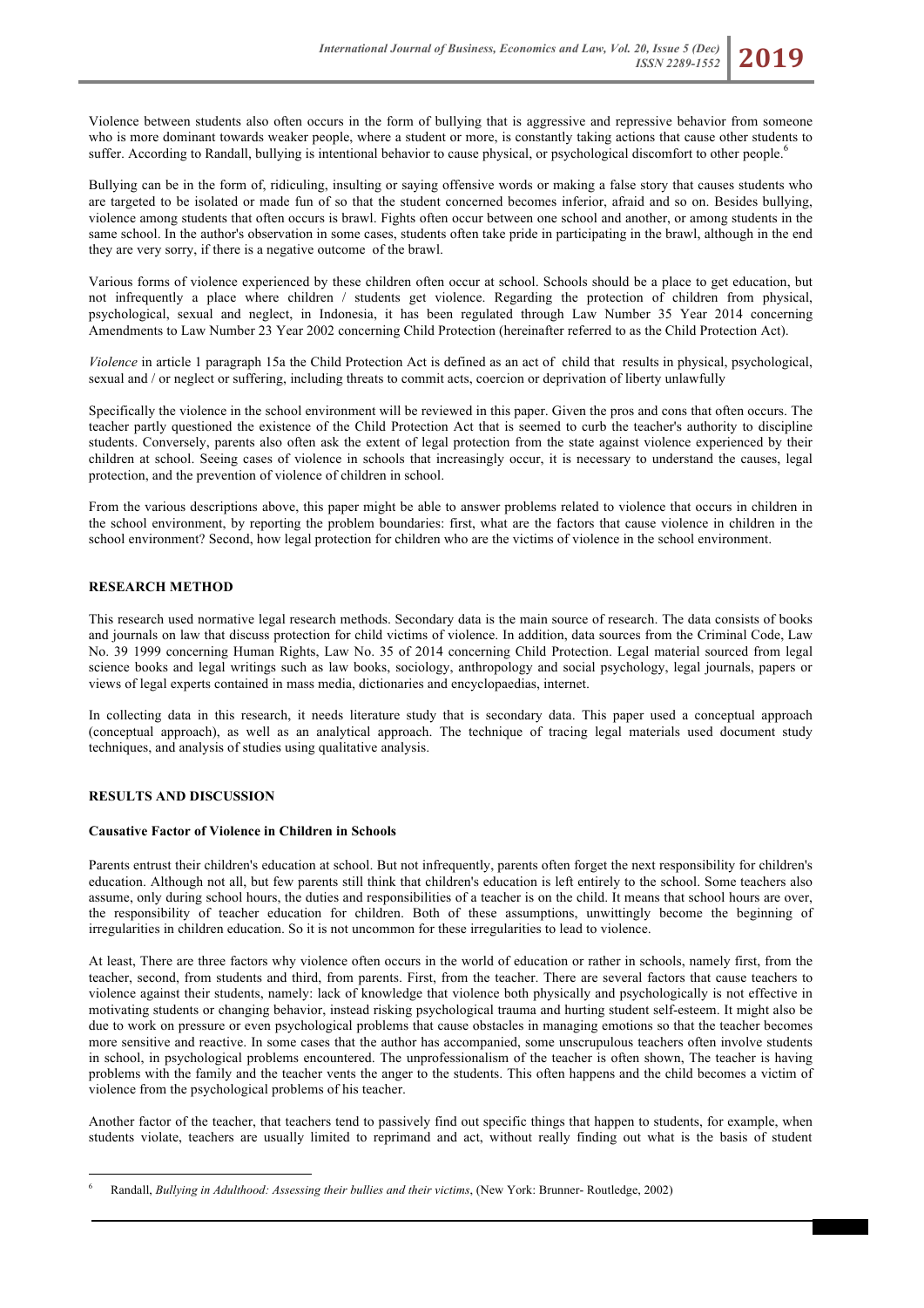Violence between students also often occurs in the form of bullying that is aggressive and repressive behavior from someone who is more dominant towards weaker people, where a student or more, is constantly taking actions that cause other students to suffer. According to Randall, bullying is intentional behavior to cause physical, or psychological discomfort to other people.[6]

Bullying can be in the form of, ridiculing, insulting or saying offensive words or making a false story that causes students who are targeted to be isolated or made fun of so that the student concerned becomes inferior, afraid and so on. Besides bullying, violence among students that often occurs is brawl. Fights often occur between one school and another, or among students in the same school. In the author's observation in some cases, students often take pride in participating in the brawl, although in the end they are very sorry, if there is a negative outcome of the brawl.

Various forms of violence experienced by these children often occur at school. Schools should be a place to get education, but not infrequently a place where children / students get violence. Regarding the protection of children from physical, psychological, sexual and neglect, in Indonesia, it has been regulated through Law Number 35 Year 2014 concerning Amendments to Law Number 23 Year 2002 concerning Child Protection (hereinafter referred to as the Child Protection Act).

*Violence* in article 1 paragraph 15a the Child Protection Act is defined as an act of child that results in physical, psychological, sexual and / or neglect or suffering, including threats to commit acts, coercion or deprivation of liberty unlawfully

Specifically the violence in the school environment will be reviewed in this paper. Given the pros and cons that often occurs. The teacher partly questioned the existence of the Child Protection Act that is seemed to curb the teacher's authority to discipline students. Conversely, parents also often ask the extent of legal protection from the state against violence experienced by their children at school. Seeing cases of violence in schools that increasingly occur, it is necessary to understand the causes, legal protection, and the prevention of violence of children in school.

From the various descriptions above, this paper might be able to answer problems related to violence that occurs in children in the school environment, by reporting the problem boundaries: first, what are the factors that cause violence in children in the school environment? Second, how legal protection for children who are the victims of violence in the school environment.

## RESEARCH METHOD

This research used normative legal research methods. Secondary data is the main source of research. The data consists of books and journals on law that discuss protection for child victims of violence. In addition, data sources from the Criminal Code, Law No. 39 1999 concerning Human Rights, Law No. 35 of 2014 concerning Child Protection. Legal material sourced from legal science books and legal writings such as law books, sociology, anthropology and social psychology, legal journals, papers or views of legal experts contained in mass media, dictionaries and encyclopaedias, internet.

In collecting data in this research, it needs literature study that is secondary data. This paper used a conceptual approach (conceptual approach), as well as an analytical approach. The technique of tracing legal materials used document study techniques, and analysis of studies using qualitative analysis.

## RESULTS AND DISCUSSION

### Causative Factor of Violence in Children in Schools

Parents entrust their children's education at school. But not infrequently, parents often forget the next responsibility for children's education. Although not all, but few parents still think that children's education is left entirely to the school. Some teachers also assume, only during school hours, the duties and responsibilities of a teacher is on the child. It means that school hours are over, the responsibility of teacher education for children. Both of these assumptions, unwittingly become the beginning of irregularities in children education. So it is not uncommon for these irregularities to lead to violence.

At least, There are three factors why violence often occurs in the world of education or rather in schools, namely first, from the teacher, second, from students and third, from parents. First, from the teacher. There are several factors that cause teachers to violence against their students, namely: lack of knowledge that violence both physically and psychologically is not effective in motivating students or changing behavior, instead risking psychological trauma and hurting student self-esteem. It might also be due to work on pressure or even psychological problems that cause obstacles in managing emotions so that the teacher becomes more sensitive and reactive. In some cases that the author has accompanied, some unscrupulous teachers often involve students in school, in psychological problems encountered. The unprofessionalism of the teacher is often shown, The teacher is having problems with the family and the teacher vents the anger to the students. This often happens and the child becomes a victim of violence from the psychological problems of his teacher.

Another factor of the teacher, that teachers tend to passively find out specific things that happen to students, for example, when students violate, teachers are usually limited to reprimand and act, without really finding out what is the basis of student

[6] Randall, *Bullying in Adulthood: Assessing their bullies and their victims*, (New York: Brunner- Routledge, 2002)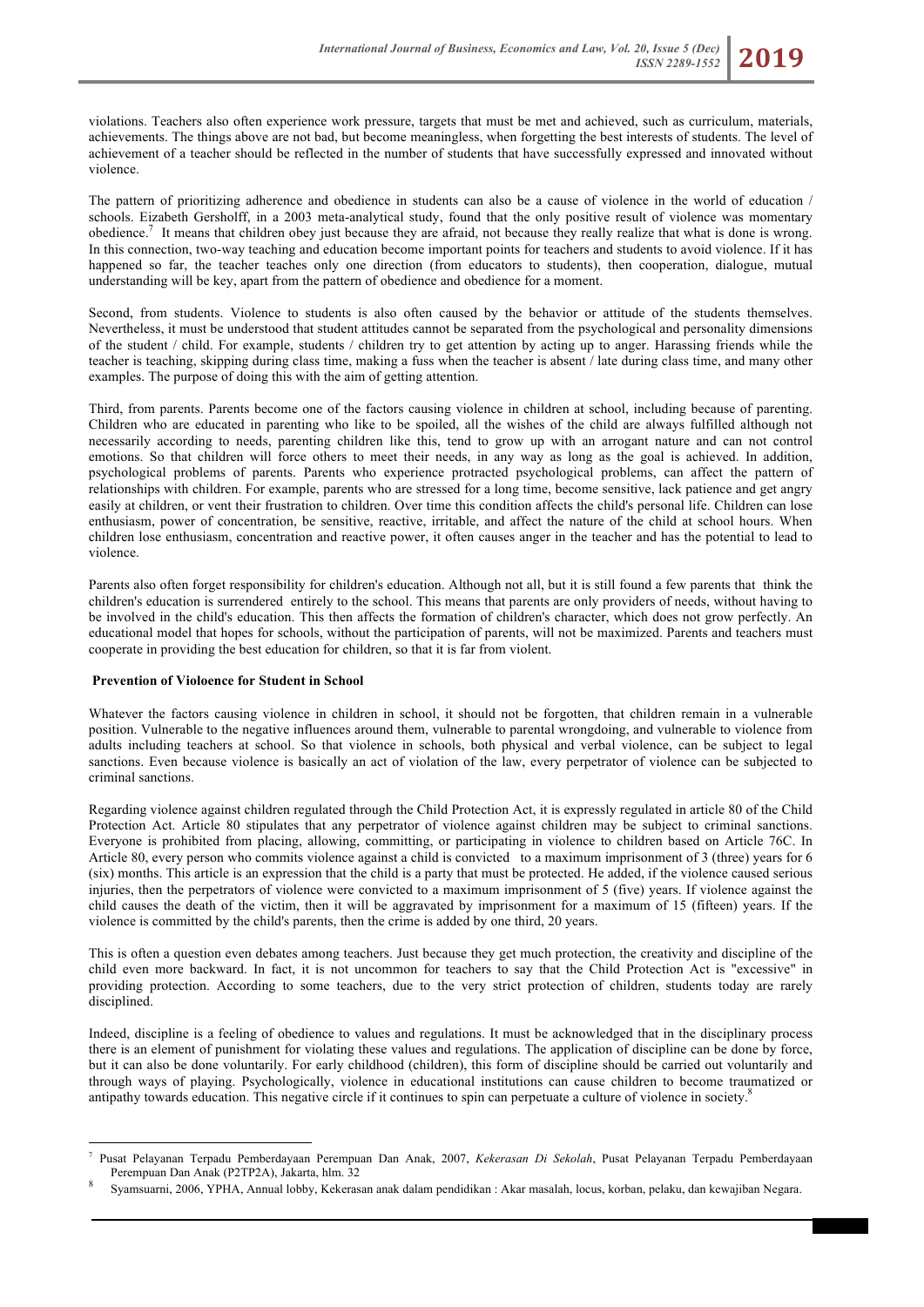violations. Teachers also often experience work pressure, targets that must be met and achieved, such as curriculum, materials, achievements. The things above are not bad, but become meaningless, when forgetting the best interests of students. The level of achievement of a teacher should be reflected in the number of students that have successfully expressed and innovated without violence.

The pattern of prioritizing adherence and obedience in students can also be a cause of violence in the world of education / schools. Eizabeth Gersholff, in a 2003 meta-analytical study, found that the only positive result of violence was momentary obedience.[7] It means that children obey just because they are afraid, not because they really realize that what is done is wrong. In this connection, two-way teaching and education become important points for teachers and students to avoid violence. If it has happened so far, the teacher teaches only one direction (from educators to students), then cooperation, dialogue, mutual understanding will be key, apart from the pattern of obedience and obedience for a moment.

Second, from students. Violence to students is also often caused by the behavior or attitude of the students themselves. Nevertheless, it must be understood that student attitudes cannot be separated from the psychological and personality dimensions of the student / child. For example, students / children try to get attention by acting up to anger. Harassing friends while the teacher is teaching, skipping during class time, making a fuss when the teacher is absent / late during class time, and many other examples. The purpose of doing this with the aim of getting attention.

Third, from parents. Parents become one of the factors causing violence in children at school, including because of parenting. Children who are educated in parenting who like to be spoiled, all the wishes of the child are always fulfilled although not necessarily according to needs, parenting children like this, tend to grow up with an arrogant nature and can not control emotions. So that children will force others to meet their needs, in any way as long as the goal is achieved. In addition, psychological problems of parents. Parents who experience protracted psychological problems, can affect the pattern of relationships with children. For example, parents who are stressed for a long time, become sensitive, lack patience and get angry easily at children, or vent their frustration to children. Over time this condition affects the child's personal life. Children can lose enthusiasm, power of concentration, be sensitive, reactive, irritable, and affect the nature of the child at school hours. When children lose enthusiasm, concentration and reactive power, it often causes anger in the teacher and has the potential to lead to violence.

Parents also often forget responsibility for children's education. Although not all, but it is still found a few parents that think the children's education is surrendered entirely to the school. This means that parents are only providers of needs, without having to be involved in the child's education. This then affects the formation of children's character, which does not grow perfectly. An educational model that hopes for schools, without the participation of parents, will not be maximized. Parents and teachers must cooperate in providing the best education for children, so that it is far from violent.

**Prevention of Violoence for Student in School**

Whatever the factors causing violence in children in school, it should not be forgotten, that children remain in a vulnerable position. Vulnerable to the negative influences around them, vulnerable to parental wrongdoing, and vulnerable to violence from adults including teachers at school. So that violence in schools, both physical and verbal violence, can be subject to legal sanctions. Even because violence is basically an act of violation of the law, every perpetrator of violence can be subjected to criminal sanctions.

Regarding violence against children regulated through the Child Protection Act, it is expressly regulated in article 80 of the Child Protection Act. Article 80 stipulates that any perpetrator of violence against children may be subject to criminal sanctions. Everyone is prohibited from placing, allowing, committing, or participating in violence to children based on Article 76C. In Article 80, every person who commits violence against a child is convicted to a maximum imprisonment of 3 (three) years for 6 (six) months. This article is an expression that the child is a party that must be protected. He added, if the violence caused serious injuries, then the perpetrators of violence were convicted to a maximum imprisonment of 5 (five) years. If violence against the child causes the death of the victim, then it will be aggravated by imprisonment for a maximum of 15 (fifteen) years. If the violence is committed by the child's parents, then the crime is added by one third, 20 years.

This is often a question even debates among teachers. Just because they get much protection, the creativity and discipline of the child even more backward. In fact, it is not uncommon for teachers to say that the Child Protection Act is "excessive" in providing protection. According to some teachers, due to the very strict protection of children, students today are rarely disciplined.

Indeed, discipline is a feeling of obedience to values and regulations. It must be acknowledged that in the disciplinary process there is an element of punishment for violating these values and regulations. The application of discipline can be done by force, but it can also be done voluntarily. For early childhood (children), this form of discipline should be carried out voluntarily and through ways of playing. Psychologically, violence in educational institutions can cause children to become traumatized or antipathy towards education. This negative circle if it continues to spin can perpetuate a culture of violence in society.[8]

---

[7] Pusat Pelayanan Terpadu Pemberdayaan Perempuan Dan Anak, 2007, *Kekerasan Di Sekolah*, Pusat Pelayanan Terpadu Pemberdayaan Perempuan Dan Anak (P2TP2A), Jakarta, hlm. 32

[8] Syamsuarni, 2006, YPHA, Annual lobby, Kekerasan anak dalam pendidikan : Akar masalah, locus, korban, pelaku, dan kewajiban Negara.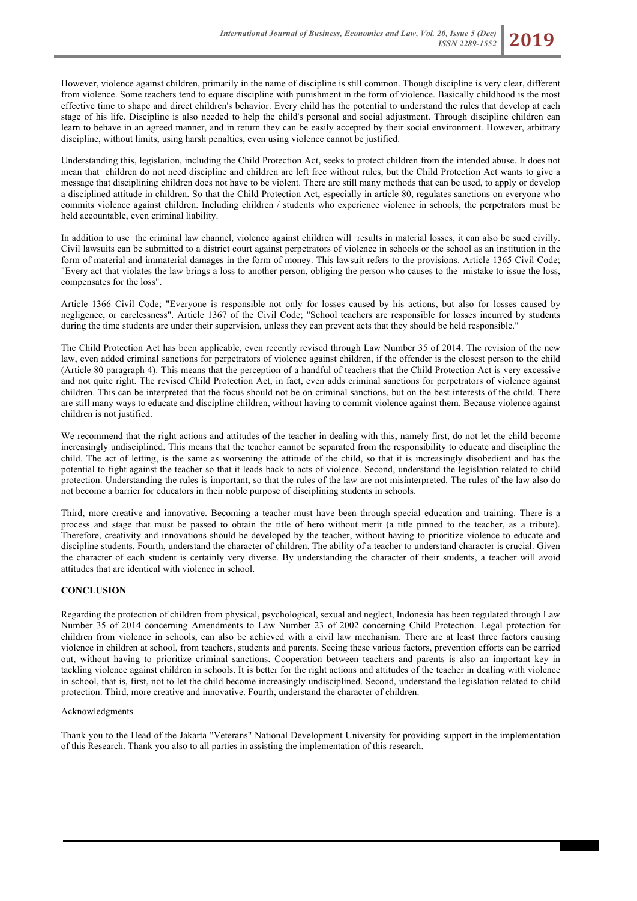However, violence against children, primarily in the name of discipline is still common. Though discipline is very clear, different from violence. Some teachers tend to equate discipline with punishment in the form of violence. Basically childhood is the most effective time to shape and direct children's behavior. Every child has the potential to understand the rules that develop at each stage of his life. Discipline is also needed to help the child's personal and social adjustment. Through discipline children can learn to behave in an agreed manner, and in return they can be easily accepted by their social environment. However, arbitrary discipline, without limits, using harsh penalties, even using violence cannot be justified.

Understanding this, legislation, including the Child Protection Act, seeks to protect children from the intended abuse. It does not mean that children do not need discipline and children are left free without rules, but the Child Protection Act wants to give a message that disciplining children does not have to be violent. There are still many methods that can be used, to apply or develop a disciplined attitude in children. So that the Child Protection Act, especially in article 80, regulates sanctions on everyone who commits violence against children. Including children / students who experience violence in schools, the perpetrators must be held accountable, even criminal liability.

In addition to use the criminal law channel, violence against children will results in material losses, it can also be sued civilly. Civil lawsuits can be submitted to a district court against perpetrators of violence in schools or the school as an institution in the form of material and immaterial damages in the form of money. This lawsuit refers to the provisions. Article 1365 Civil Code; "Every act that violates the law brings a loss to another person, obliging the person who causes to the mistake to issue the loss, compensates for the loss".

Article 1366 Civil Code; "Everyone is responsible not only for losses caused by his actions, but also for losses caused by negligence, or carelessness". Article 1367 of the Civil Code; "School teachers are responsible for losses incurred by students during the time students are under their supervision, unless they can prevent acts that they should be held responsible."

The Child Protection Act has been applicable, even recently revised through Law Number 35 of 2014. The revision of the new law, even added criminal sanctions for perpetrators of violence against children, if the offender is the closest person to the child (Article 80 paragraph 4). This means that the perception of a handful of teachers that the Child Protection Act is very excessive and not quite right. The revised Child Protection Act, in fact, even adds criminal sanctions for perpetrators of violence against children. This can be interpreted that the focus should not be on criminal sanctions, but on the best interests of the child. There are still many ways to educate and discipline children, without having to commit violence against them. Because violence against children is not justified.

We recommend that the right actions and attitudes of the teacher in dealing with this, namely first, do not let the child become increasingly undisciplined. This means that the teacher cannot be separated from the responsibility to educate and discipline the child. The act of letting, is the same as worsening the attitude of the child, so that it is increasingly disobedient and has the potential to fight against the teacher so that it leads back to acts of violence. Second, understand the legislation related to child protection. Understanding the rules is important, so that the rules of the law are not misinterpreted. The rules of the law also do not become a barrier for educators in their noble purpose of disciplining students in schools.

Third, more creative and innovative. Becoming a teacher must have been through special education and training. There is a process and stage that must be passed to obtain the title of hero without merit (a title pinned to the teacher, as a tribute). Therefore, creativity and innovations should be developed by the teacher, without having to prioritize violence to educate and discipline students. Fourth, understand the character of children. The ability of a teacher to understand character is crucial. Given the character of each student is certainly very diverse. By understanding the character of their students, a teacher will avoid attitudes that are identical with violence in school.

## CONCLUSION

Regarding the protection of children from physical, psychological, sexual and neglect, Indonesia has been regulated through Law Number 35 of 2014 concerning Amendments to Law Number 23 of 2002 concerning Child Protection. Legal protection for children from violence in schools, can also be achieved with a civil law mechanism. There are at least three factors causing violence in children at school, from teachers, students and parents. Seeing these various factors, prevention efforts can be carried out, without having to prioritize criminal sanctions. Cooperation between teachers and parents is also an important key in tackling violence against children in schools. It is better for the right actions and attitudes of the teacher in dealing with violence in school, that is, first, not to let the child become increasingly undisciplined. Second, understand the legislation related to child protection. Third, more creative and innovative. Fourth, understand the character of children.

Acknowledgments

Thank you to the Head of the Jakarta "Veterans" National Development University for providing support in the implementation of this Research. Thank you also to all parties in assisting the implementation of this research.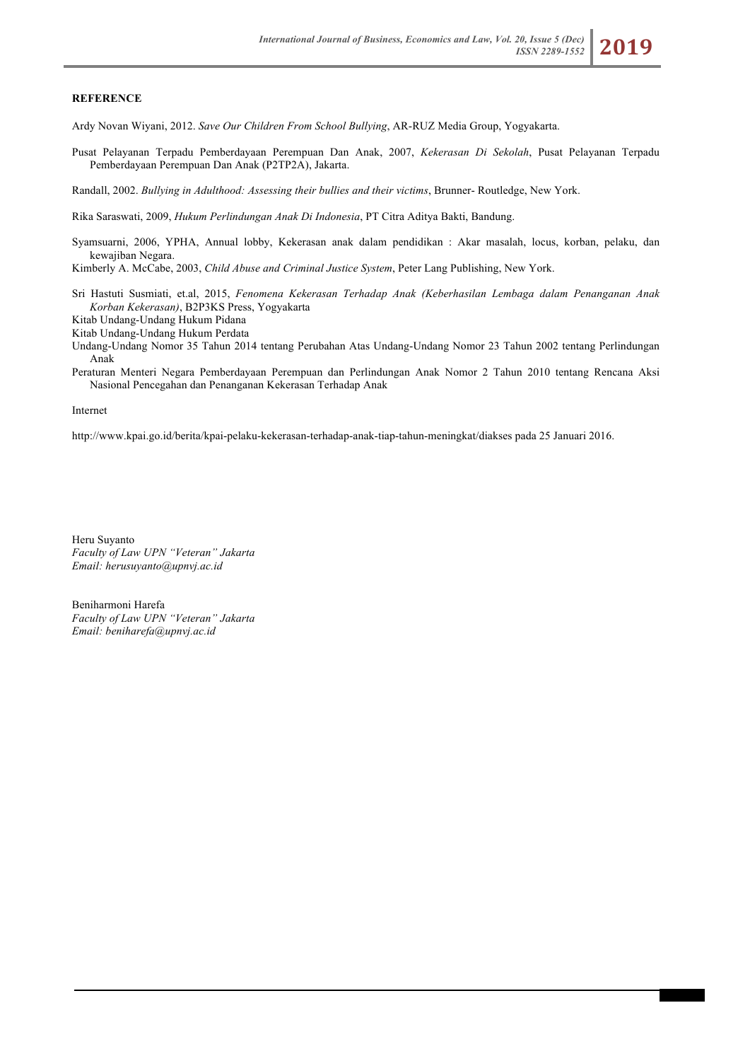**REFERENCE**

Ardy Novan Wiyani, 2012. *Save Our Children From School Bullying*, AR-RUZ Media Group, Yogyakarta.

Pusat Pelayanan Terpadu Pemberdayaan Perempuan Dan Anak, 2007, *Kekerasan Di Sekolah*, Pusat Pelayanan Terpadu Pemberdayaan Perempuan Dan Anak (P2TP2A), Jakarta.

Randall, 2002. *Bullying in Adulthood: Assessing their bullies and their victims*, Brunner- Routledge, New York.

Rika Saraswati, 2009, *Hukum Perlindungan Anak Di Indonesia*, PT Citra Aditya Bakti, Bandung.

Syamsuarni, 2006, YPHA, Annual lobby, Kekerasan anak dalam pendidikan : Akar masalah, locus, korban, pelaku, dan kewajiban Negara.

Kimberly A. McCabe, 2003, *Child Abuse and Criminal Justice System*, Peter Lang Publishing, New York.

Sri Hastuti Susmiati, et.al, 2015, *Fenomena Kekerasan Terhadap Anak (Keberhasilan Lembaga dalam Penanganan Anak Korban Kekerasan)*, B2P3KS Press, Yogyakarta

Kitab Undang-Undang Hukum Pidana

Kitab Undang-Undang Hukum Perdata

Undang-Undang Nomor 35 Tahun 2014 tentang Perubahan Atas Undang-Undang Nomor 23 Tahun 2002 tentang Perlindungan Anak

Peraturan Menteri Negara Pemberdayaan Perempuan dan Perlindungan Anak Nomor 2 Tahun 2010 tentang Rencana Aksi Nasional Pencegahan dan Penanganan Kekerasan Terhadap Anak

Internet

http://www.kpai.go.id/berita/kpai-pelaku-kekerasan-terhadap-anak-tiap-tahun-meningkat/diakses pada 25 Januari 2016.

Heru Suyanto
*Faculty of Law UPN "Veteran" Jakarta*
*Email: herusuyanto@upnvj.ac.id*

Beniharmoni Harefa
*Faculty of Law UPN "Veteran" Jakarta*
*Email: beniharefa@upnvj.ac.id*